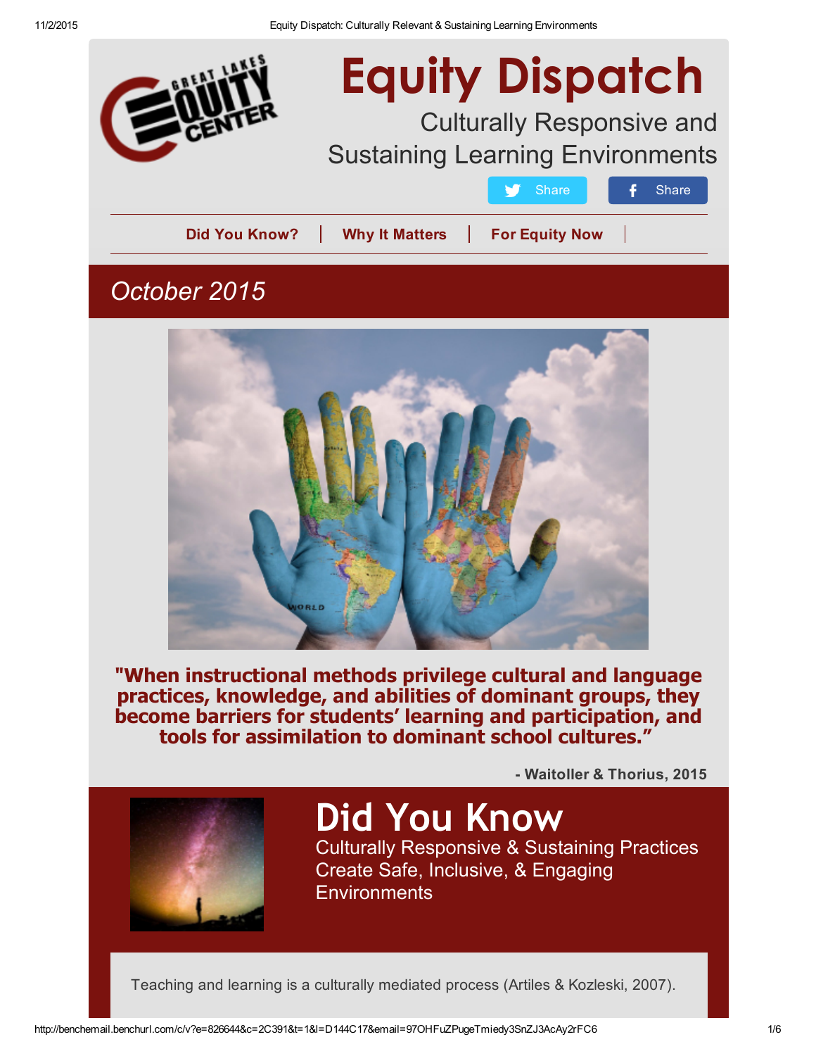# Equity Dispatch

Culturally Responsive and Sustaining Learning Environments

Share | Share

Did You Know? | Why It Matters | For Equity Now

## *October 2015*

**"When instructional methods privilege cultural and language practices, knowledge, and abilities of dominant groups, they become barriers for students' learning and participation, and tools for assimilation to dominant school cultures."**

**- Waitoller & Thorius, 2015**

# Did You Know

Culturally Responsive & Sustaining Practices Create Safe, Inclusive, & Engaging Environments

Teaching and learning is a culturally mediated process (Artiles & Kozleski, 2007).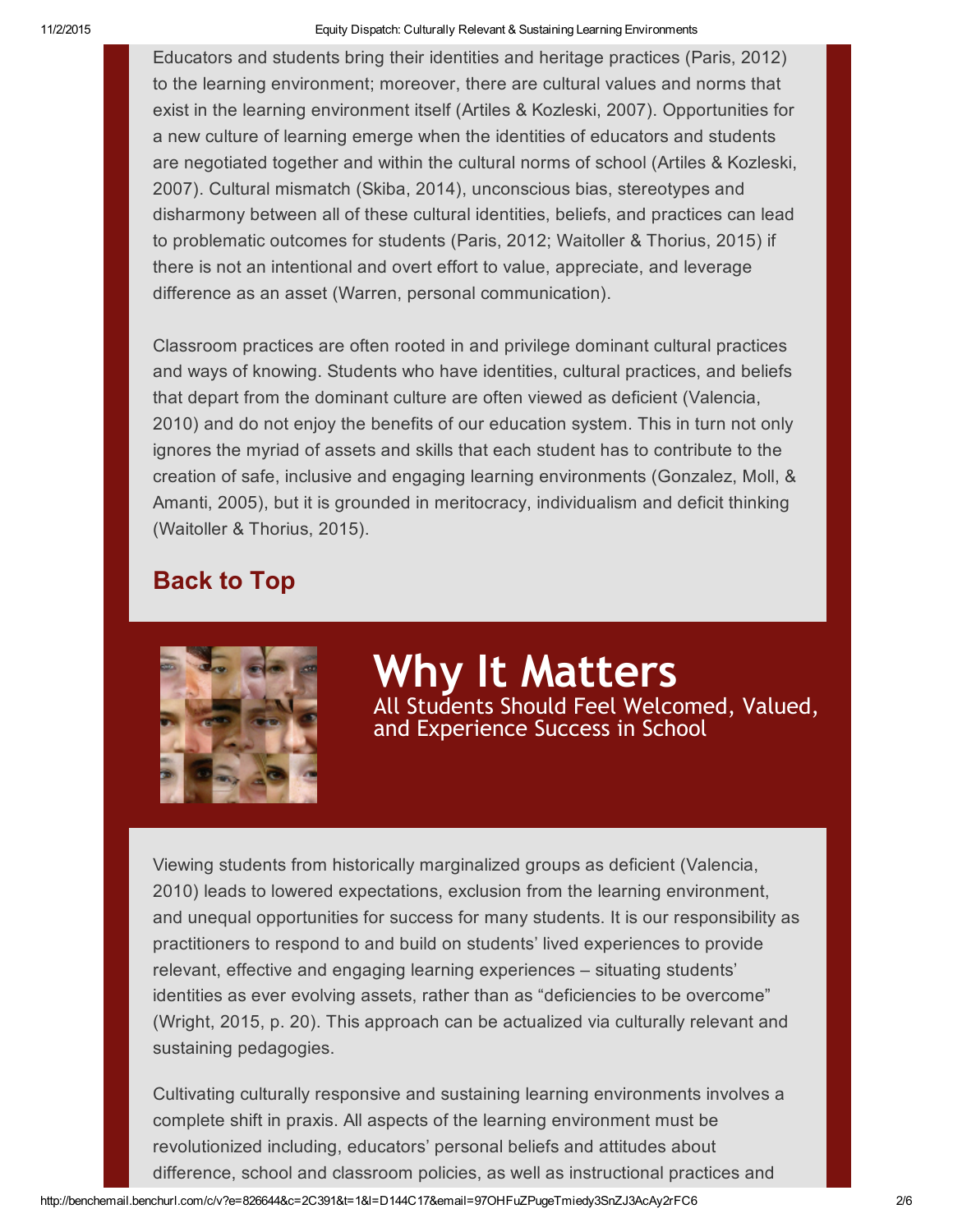Educators and students bring their identities and heritage practices (Paris, 2012) to the learning environment; moreover, there are cultural values and norms that exist in the learning environment itself (Artiles & Kozleski, 2007). Opportunities for a new culture of learning emerge when the identities of educators and students are negotiated together and within the cultural norms of school (Artiles & Kozleski, 2007). Cultural mismatch (Skiba, 2014), unconscious bias, stereotypes and disharmony between all of these cultural identities, beliefs, and practices can lead to problematic outcomes for students (Paris, 2012; Waitoller & Thorius, 2015) if there is not an intentional and overt effort to value, appreciate, and leverage difference as an asset (Warren, personal communication).

Classroom practices are often rooted in and privilege dominant cultural practices and ways of knowing. Students who have identities, cultural practices, and beliefs that depart from the dominant culture are often viewed as deficient (Valencia, 2010) and do not enjoy the benefits of our education system. This in turn not only ignores the myriad of assets and skills that each student has to contribute to the creation of safe, inclusive and engaging learning environments (Gonzalez, Moll, & Amanti, 2005), but it is grounded in meritocracy, individualism and deficit thinking (Waitoller & Thorius, 2015).

**Back to Top**

# Why It Matters

## All Students Should Feel Welcomed, Valued, and Experience Success in School

Viewing students from historically marginalized groups as deficient (Valencia, 2010) leads to lowered expectations, exclusion from the learning environment, and unequal opportunities for success for many students. It is our responsibility as practitioners to respond to and build on students' lived experiences to provide relevant, effective and engaging learning experiences – situating students' identities as ever evolving assets, rather than as "deficiencies to be overcome" (Wright, 2015, p. 20). This approach can be actualized via culturally relevant and sustaining pedagogies.

Cultivating culturally responsive and sustaining learning environments involves a complete shift in praxis. All aspects of the learning environment must be revolutionized including, educators' personal beliefs and attitudes about difference, school and classroom policies, as well as instructional practices and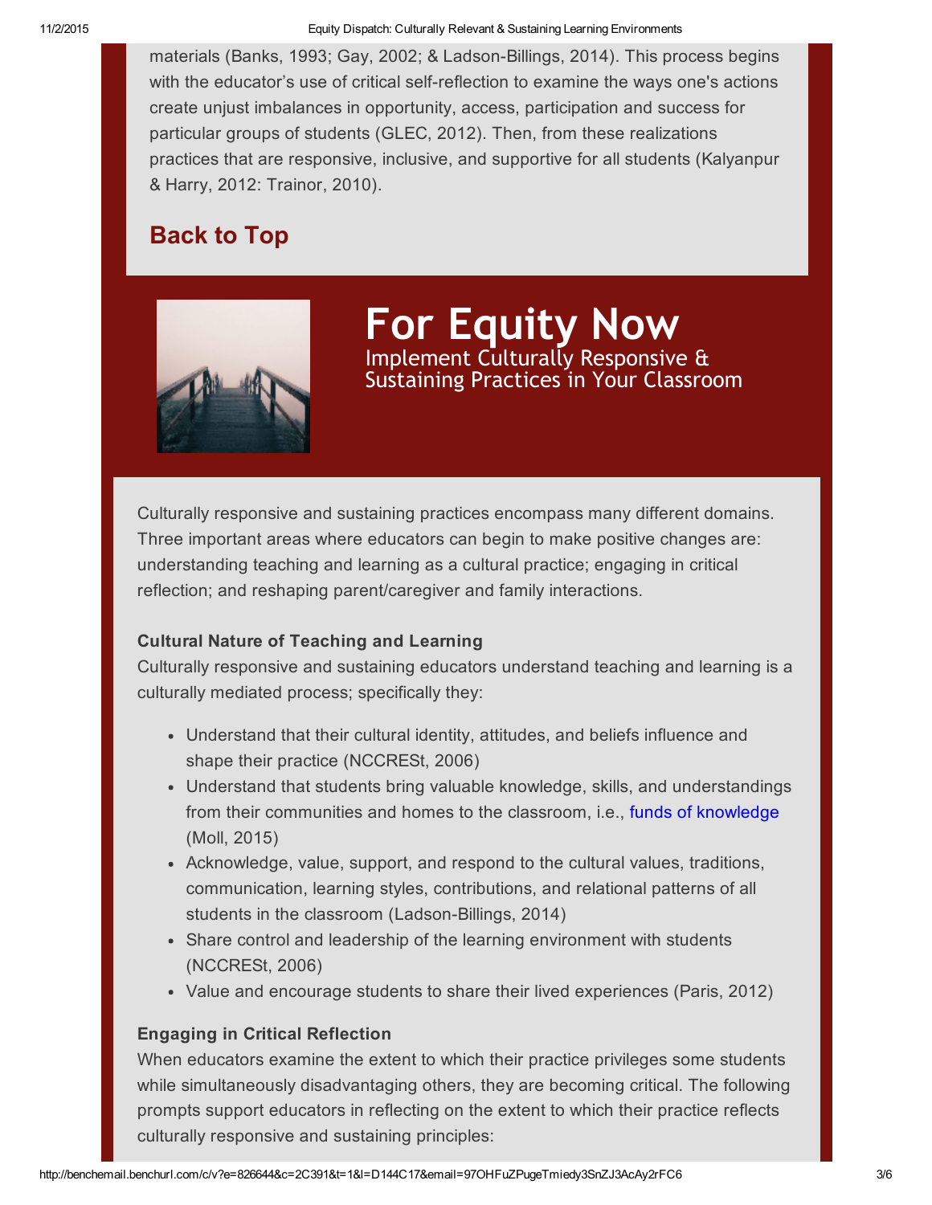materials (Banks, 1993; Gay, 2002; & Ladson-Billings, 2014). This process begins with the educator's use of critical self-reflection to examine the ways one's actions create unjust imbalances in opportunity, access, participation and success for particular groups of students (GLEC, 2012). Then, from these realizations practices that are responsive, inclusive, and supportive for all students (Kalyanpur & Harry, 2012: Trainor, 2010).

**Back to Top**

# For Equity Now

## Implement Culturally Responsive & Sustaining Practices in Your Classroom

Culturally responsive and sustaining practices encompass many different domains. Three important areas where educators can begin to make positive changes are: understanding teaching and learning as a cultural practice; engaging in critical reflection; and reshaping parent/caregiver and family interactions.

### Cultural Nature of Teaching and Learning

Culturally responsive and sustaining educators understand teaching and learning is a culturally mediated process; specifically they:

- Understand that their cultural identity, attitudes, and beliefs influence and shape their practice (NCCRESt, 2006)
- Understand that students bring valuable knowledge, skills, and understandings from their communities and homes to the classroom, i.e., funds of knowledge (Moll, 2015)
- Acknowledge, value, support, and respond to the cultural values, traditions, communication, learning styles, contributions, and relational patterns of all students in the classroom (Ladson-Billings, 2014)
- Share control and leadership of the learning environment with students (NCCRESt, 2006)
- Value and encourage students to share their lived experiences (Paris, 2012)

### Engaging in Critical Reflection

When educators examine the extent to which their practice privileges some students while simultaneously disadvantaging others, they are becoming critical. The following prompts support educators in reflecting on the extent to which their practice reflects culturally responsive and sustaining principles: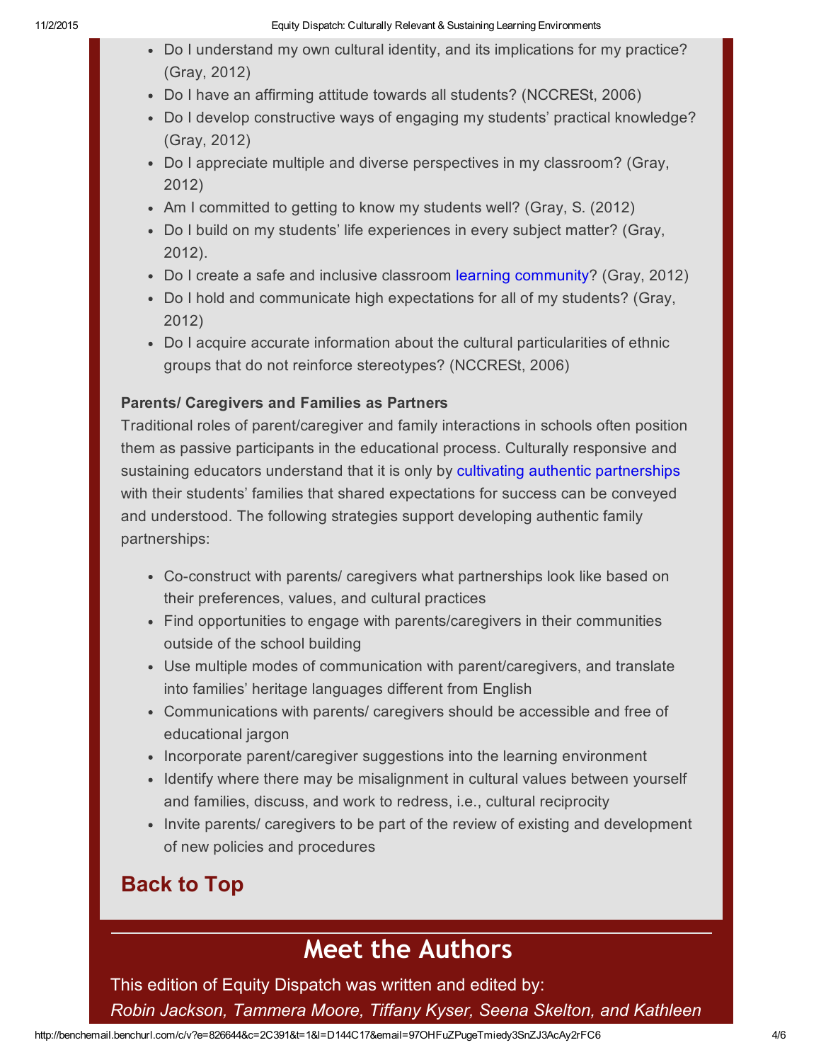- Do I understand my own cultural identity, and its implications for my practice? (Gray, 2012)
- Do I have an affirming attitude towards all students? (NCCREST, 2006)
- Do I develop constructive ways of engaging my students' practical knowledge? (Gray, 2012)
- Do I appreciate multiple and diverse perspectives in my classroom? (Gray, 2012)
- Am I committed to getting to know my students well? (Gray, S. (2012)
- Do I build on my students' life experiences in every subject matter? (Gray, 2012).
- Do I create a safe and inclusive classroom learning community? (Gray, 2012)
- Do I hold and communicate high expectations for all of my students? (Gray, 2012)
- Do I acquire accurate information about the cultural particularities of ethnic groups that do not reinforce stereotypes? (NCCREST, 2006)

**Parents/ Caregivers and Families as Partners**

Traditional roles of parent/caregiver and family interactions in schools often position them as passive participants in the educational process. Culturally responsive and sustaining educators understand that it is only by cultivating authentic partnerships with their students' families that shared expectations for success can be conveyed and understood. The following strategies support developing authentic family partnerships:

- Co-construct with parents/ caregivers what partnerships look like based on their preferences, values, and cultural practices
- Find opportunities to engage with parents/caregivers in their communities outside of the school building
- Use multiple modes of communication with parent/caregivers, and translate into families' heritage languages different from English
- Communications with parents/ caregivers should be accessible and free of educational jargon
- Incorporate parent/caregiver suggestions into the learning environment
- Identify where there may be misalignment in cultural values between yourself and families, discuss, and work to redress, i.e., cultural reciprocity
- Invite parents/ caregivers to be part of the review of existing and development of new policies and procedures

## Back to Top

# Meet the Authors

This edition of Equity Dispatch was written and edited by:

*Robin Jackson, Tammera Moore, Tiffany Kyser, Seena Skelton, and Kathleen*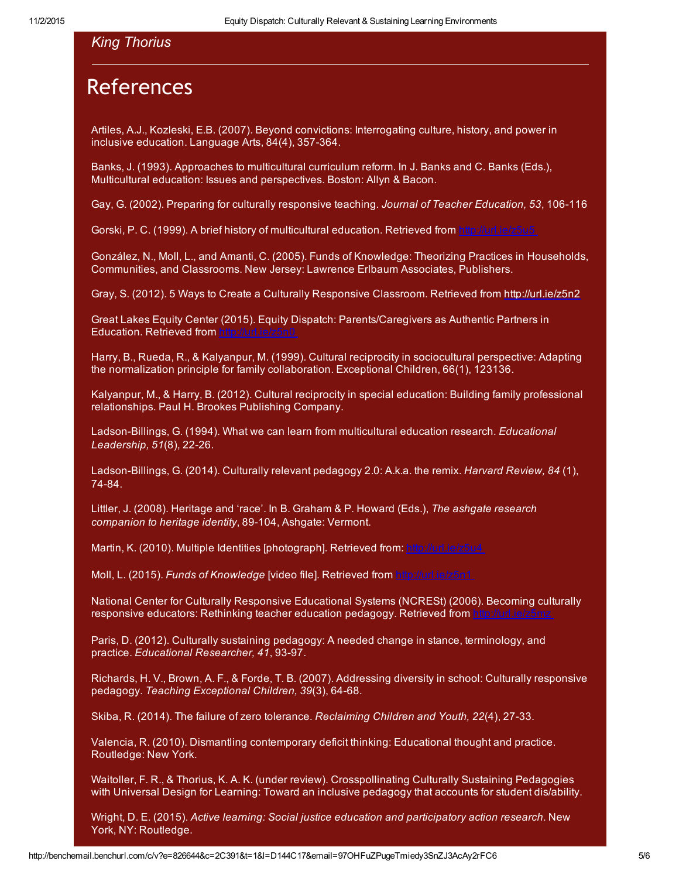King Thorius

# References

Artiles, A.J., Kozleski, E.B. (2007). Beyond convictions: Interrogating culture, history, and power in inclusive education. Language Arts, 84(4), 357-364.

Banks, J. (1993). Approaches to multicultural curriculum reform. In J. Banks and C. Banks (Eds.), Multicultural education: Issues and perspectives. Boston: Allyn & Bacon.

Gay, G. (2002). Preparing for culturally responsive teaching. *Journal of Teacher Education, 53*, 106-116

Gorski, P. C. (1999). A brief history of multicultural education. Retrieved from http://url.ie/z5u5

González, N., Moll, L., and Amanti, C. (2005). Funds of Knowledge: Theorizing Practices in Households, Communities, and Classrooms. New Jersey: Lawrence Erlbaum Associates, Publishers.

Gray, S. (2012). 5 Ways to Create a Culturally Responsive Classroom. Retrieved from http://url.ie/z5n2

Great Lakes Equity Center (2015). Equity Dispatch: Parents/Caregivers as Authentic Partners in Education. Retrieved from http://url.ie/z5n0

Harry, B., Rueda, R., & Kalyanpur, M. (1999). Cultural reciprocity in sociocultural perspective: Adapting the normalization principle for family collaboration. Exceptional Children, 66(1), 123136.

Kalyanpur, M., & Harry, B. (2012). Cultural reciprocity in special education: Building family professional relationships. Paul H. Brookes Publishing Company.

Ladson-Billings, G. (1994). What we can learn from multicultural education research. *Educational Leadership, 51*(8), 22-26.

Ladson-Billings, G. (2014). Culturally relevant pedagogy 2.0: A.k.a. the remix. *Harvard Review, 84* (1), 74-84.

Littler, J. (2008). Heritage and 'race'. In B. Graham & P. Howard (Eds.), *The ashgate research companion to heritage identity*, 89-104, Ashgate: Vermont.

Martin, K. (2010). Multiple Identities [photograph]. Retrieved from: http://url.ie/z5u4

Moll, L. (2015). *Funds of Knowledge* [video file]. Retrieved from http://url.ie/z5n1

National Center for Culturally Responsive Educational Systems (NCRESt) (2006). Becoming culturally responsive educators: Rethinking teacher education pedagogy. Retrieved from http://url.ie/z5mz

Paris, D. (2012). Culturally sustaining pedagogy: A needed change in stance, terminology, and practice. *Educational Researcher, 41*, 93-97.

Richards, H. V., Brown, A. F., & Forde, T. B. (2007). Addressing diversity in school: Culturally responsive pedagogy. *Teaching Exceptional Children, 39*(3), 64-68.

Skiba, R. (2014). The failure of zero tolerance. *Reclaiming Children and Youth, 22*(4), 27-33.

Valencia, R. (2010). Dismantling contemporary deficit thinking: Educational thought and practice. Routledge: New York.

Waitoller, F. R., & Thorius, K. A. K. (under review). Crosspollinating Culturally Sustaining Pedagogies with Universal Design for Learning: Toward an inclusive pedagogy that accounts for student dis/ability.

Wright, D. E. (2015). *Active learning: Social justice education and participatory action research*. New York, NY: Routledge.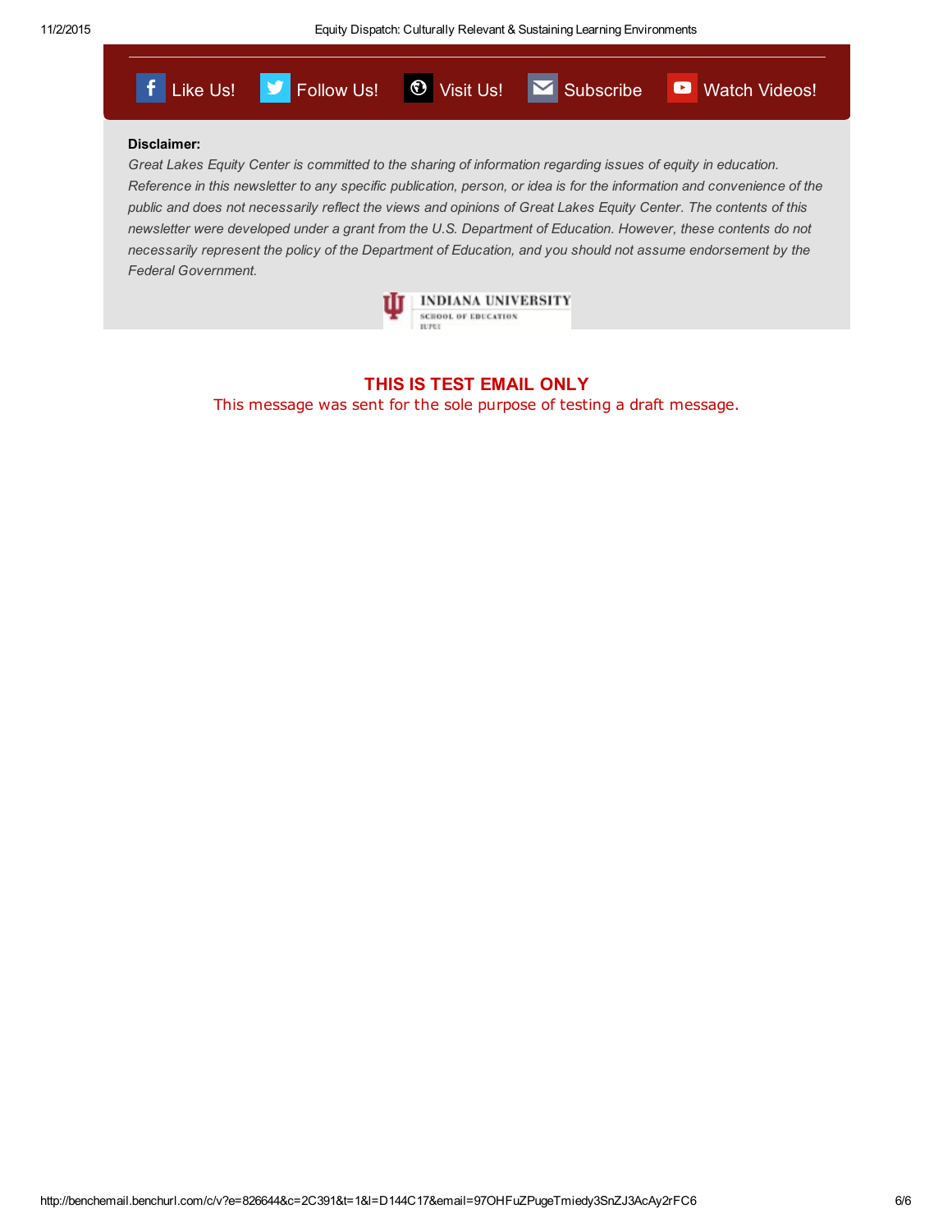Like Us! Follow Us! Visit Us! Subscribe Watch Videos!

**Disclaimer:**

*Great Lakes Equity Center is committed to the sharing of information regarding issues of equity in education. Reference in this newsletter to any specific publication, person, or idea is for the information and convenience of the public and does not necessarily reflect the views and opinions of Great Lakes Equity Center. The contents of this newsletter were developed under a grant from the U.S. Department of Education. However, these contents do not necessarily represent the policy of the Department of Education, and you should not assume endorsement by the Federal Government.*

INDIANA UNIVERSITY
SCHOOL OF EDUCATION
IUPUI

**THIS IS TEST EMAIL ONLY**

This message was sent for the sole purpose of testing a draft message.